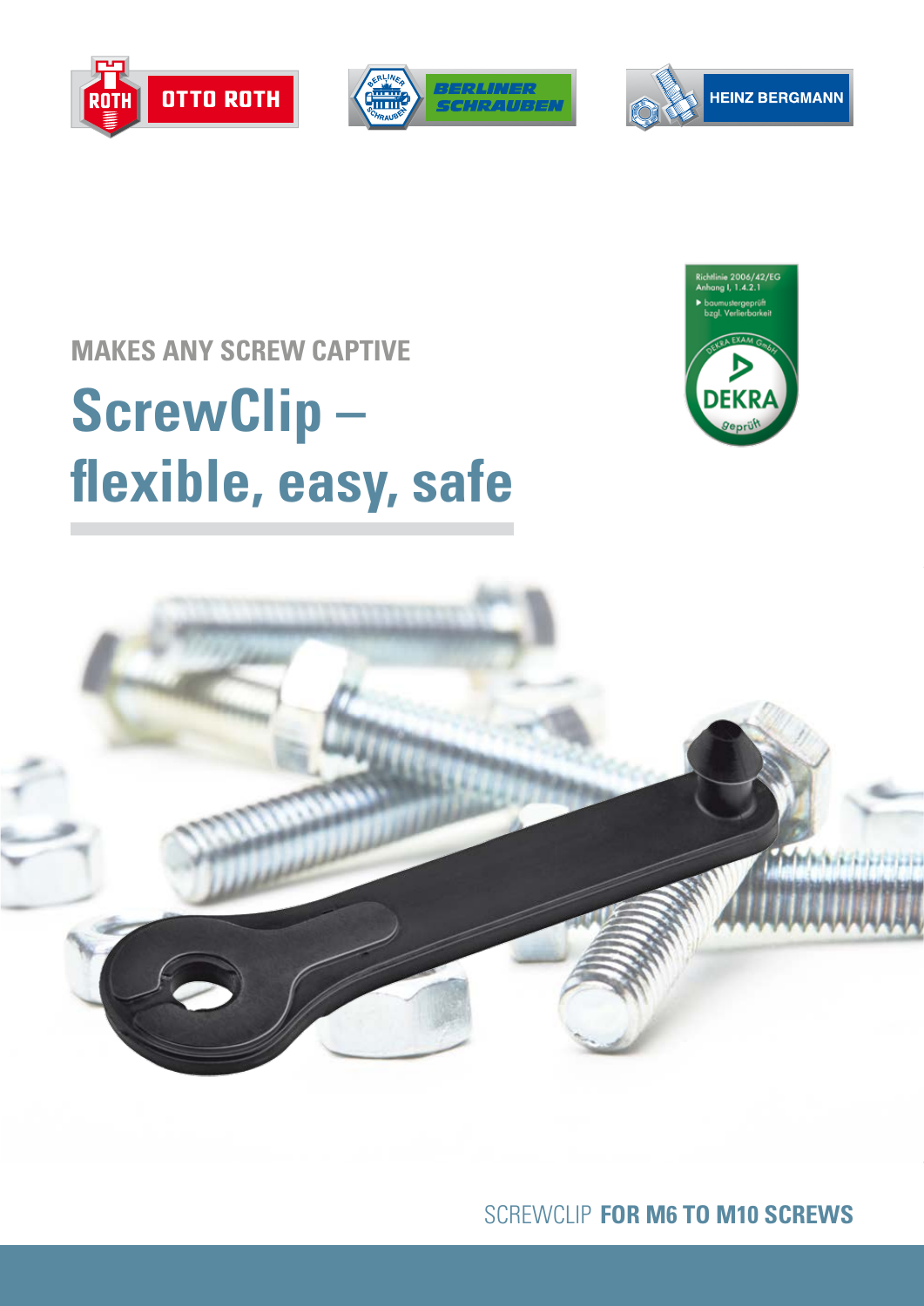OTTO ROTH

BERLINER SCHRAUBEN

HEINZ BERGMANN

Richtlinie 2006/42/EG
Anhang I, 1.4.2.1
▶ baumustergeprüft
bzgl. Verlierbarkeit

DEKRA EXAM GmbH
DEKRA
geprüft

## MAKES ANY SCREW CAPTIVE

# ScrewClip – flexible, easy, safe

SCREWCLIP **FOR M6 TO M10 SCREWS**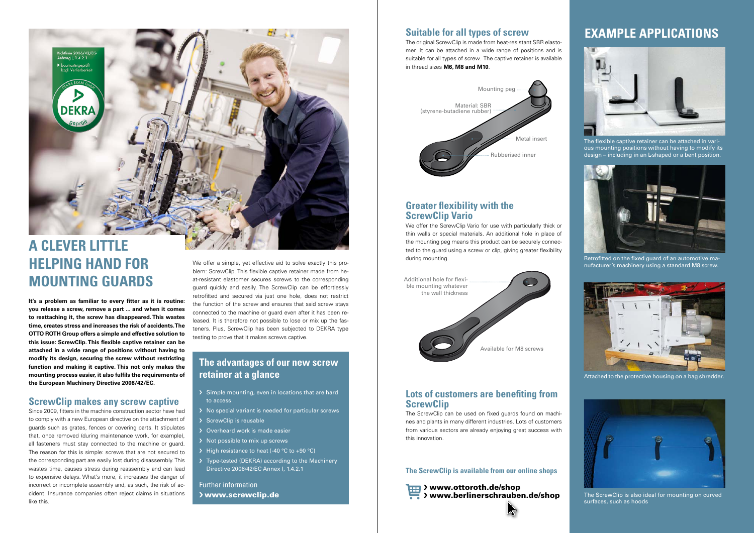# A CLEVER LITTLE HELPING HAND FOR MOUNTING GUARDS

**It's a problem as familiar to every fitter as it is routine: you release a screw, remove a part ... and when it comes to reattaching it, the screw has disappeared. This wastes time, creates stress and increases the risk of accidents. The OTTO ROTH Group offers a simple and effective solution to this issue: ScrewClip. This flexible captive retainer can be attached in a wide range of positions without having to modify its design, securing the screw without restricting function and making it captive. This not only makes the mounting process easier, it also fulfils the requirements of the European Machinery Directive 2006/42/EC.**

## ScrewClip makes any screw captive

Since 2009, fitters in the machine construction sector have had to comply with a new European directive on the attachment of guards such as grates, fences or covering parts. It stipulates that, once removed (during maintenance work, for example), all fasteners must stay connected to the machine or guard. The reason for this is simple: screws that are not secured to the corresponding part are easily lost during disassembly. This wastes time, causes stress during reassembly and can lead to expensive delays. What's more, it increases the danger of incorrect or incomplete assembly and, as such, the risk of accident. Insurance companies often reject claims in situations like this.

We offer a simple, yet effective aid to solve exactly this problem: ScrewClip. This flexible captive retainer made from heat-resistant elastomer secures screws to the corresponding guard quickly and easily. The ScrewClip can be effortlessly retrofitted and secured via just one hole, does not restrict the function of the screw and ensures that said screw stays connected to the machine or guard even after it has been released. It is therefore not possible to lose or mix up the fasteners. Plus, ScrewClip has been subjected to DEKRA type testing to prove that it makes screws captive.

## The advantages of our new screw retainer at a glance

- Simple mounting, even in locations that are hard to access
- No special variant is needed for particular screws
- ScrewClip is reusable
- Overheard work is made easier
- Not possible to mix up screws
- High resistance to heat (-40 °C to +90 °C)
- Type-tested (DEKRA) according to the Machinery Directive 2006/42/EC Annex I, 1.4.2.1

Further information
› **www.screwclip.de**

## Suitable for all types of screw

The original ScrewClip is made from heat-resistant SBR elastomer. It can be attached in a wide range of positions and is suitable for all types of screw. The captive retainer is available in thread sizes **M6, M8 and M10**.

Mounting peg
Material: SBR (styrene-butadiene rubber)
Metal insert
Rubberised inner

## Greater flexibility with the ScrewClip Vario

We offer the ScrewClip Vario for use with particularly thick or thin walls or special materials. An additional hole in place of the mounting peg means this product can be securely connected to the guard using a screw or clip, giving greater flexibility during mounting.

Additional hole for flexible mounting whatever the wall thickness
Available for M8 screws

## Lots of customers are benefiting from ScrewClip

The ScrewClip can be used on fixed guards found on machines and plants in many different industries. Lots of customers from various sectors are already enjoying great success with this innovation.

### The ScrewClip is available from our online shops

› **www.ottoroth.de/shop**
› **www.berlinerschrauben.de/shop**

# EXAMPLE APPLICATIONS

The flexible captive retainer can be attached in various mounting positions without having to modify its design – including in an L-shaped or a bent position.

Retrofitted on the fixed guard of an automotive manufacturer's machinery using a standard M8 screw.

Attached to the protective housing on a bag shredder.

The ScrewClip is also ideal for mounting on curved surfaces, such as hoods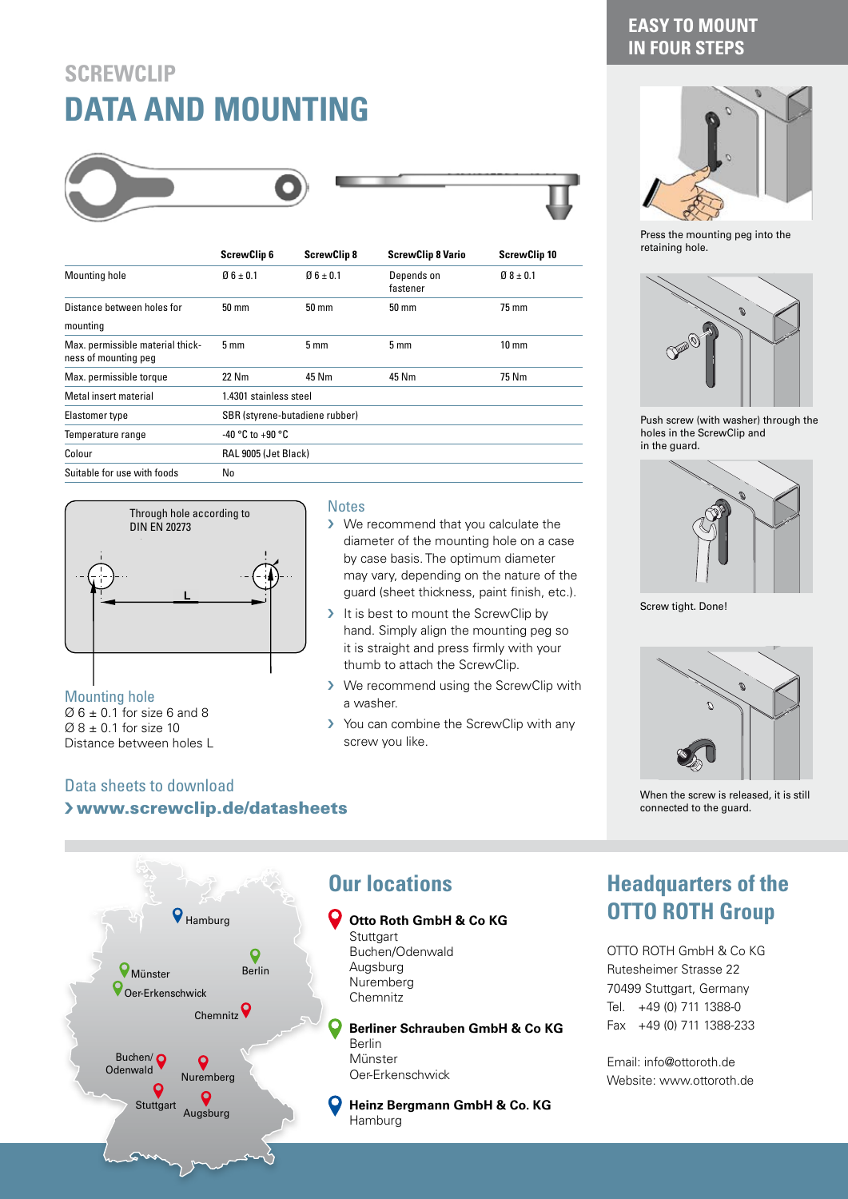## SCREWCLIP

# DATA AND MOUNTING

| | ScrewClip 6 | ScrewClip 8 | ScrewClip 8 Vario | ScrewClip 10 |
|---|---|---|---|---|
| Mounting hole | Ø 6 ± 0.1 | Ø 6 ± 0.1 | Depends on fastener | Ø 8 ± 0.1 |
| Distance between holes for mounting | 50 mm | 50 mm | 50 mm | 75 mm |
| Max. permissible material thickness of mounting peg | 5 mm | 5 mm | 5 mm | 10 mm |
| Max. permissible torque | 22 Nm | 45 Nm | 45 Nm | 75 Nm |
| Metal insert material | 1.4301 stainless steel | | | |
| Elastomer type | SBR (styrene-butadiene rubber) | | | |
| Temperature range | -40 °C to +90 °C | | | |
| Colour | RAL 9005 (Jet Black) | | | |
| Suitable for use with foods | No | | | |

Through hole according to DIN EN 20273

L

### Mounting hole

Ø 6 ± 0.1 for size 6 and 8
Ø 8 ± 0.1 for size 10
Distance between holes L

### Notes

- We recommend that you calculate the diameter of the mounting hole on a case by case basis. The optimum diameter may vary, depending on the nature of the guard (sheet thickness, paint finish, etc.).
- It is best to mount the ScrewClip by hand. Simply align the mounting peg so it is straight and press firmly with your thumb to attach the ScrewClip.
- We recommend using the ScrewClip with a washer.
- You can combine the ScrewClip with any screw you like.

### Data sheets to download

**› www.screwclip.de/datasheets**

## EASY TO MOUNT IN FOUR STEPS

Press the mounting peg into the retaining hole.

Push screw (with washer) through the holes in the ScrewClip and in the guard.

Screw tight. Done!

When the screw is released, it is still connected to the guard.

Hamburg
Münster
Berlin
Oer-Erkenschwick
Chemnitz
Buchen/ Odenwald
Nuremberg
Stuttgart
Augsburg

## Our locations

**Otto Roth GmbH & Co KG**
Stuttgart
Buchen/Odenwald
Augsburg
Nuremberg
Chemnitz

**Berliner Schrauben GmbH & Co KG**
Berlin
Münster
Oer-Erkenschwick

**Heinz Bergmann GmbH & Co. KG**
Hamburg

## Headquarters of the OTTO ROTH Group

OTTO ROTH GmbH & Co KG
Rutesheimer Strasse 22
70499 Stuttgart, Germany
Tel. +49 (0) 711 1388-0
Fax +49 (0) 711 1388-233

Email: info@ottoroth.de
Website: www.ottoroth.de